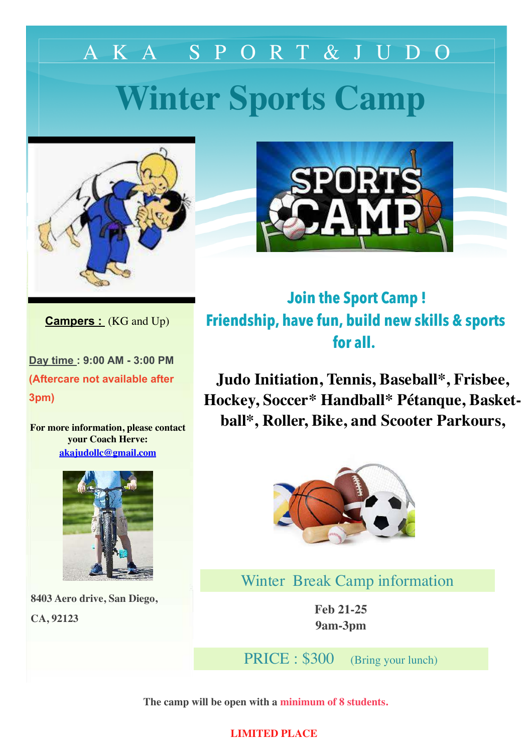# AKA SPORT & JUDO

# Winter Sports Camp

**Campers :** (KG and Up)

**Day time : 9:00 AM - 3:00 PM**

**(Aftercare not available after 3pm)**

**For more information, please contact your Coach Herve:**
**akajudollc@gmail.com**

**8403 Aero drive, San Diego, CA, 92123**

## Join the Sport Camp !
## Friendship, have fun, build new skills & sports for all.

**Judo Initiation, Tennis, Baseball*, Frisbee, Hockey, Soccer* Handball* Pétanque, Basket-ball*, Roller, Bike, and Scooter Parkours,**

## Winter Break Camp information

**Feb 21-25**
**9am-3pm**

PRICE : $300 (Bring your lunch)

**The camp will be open with a minimum of 8 students.**

**LIMITED PLACE**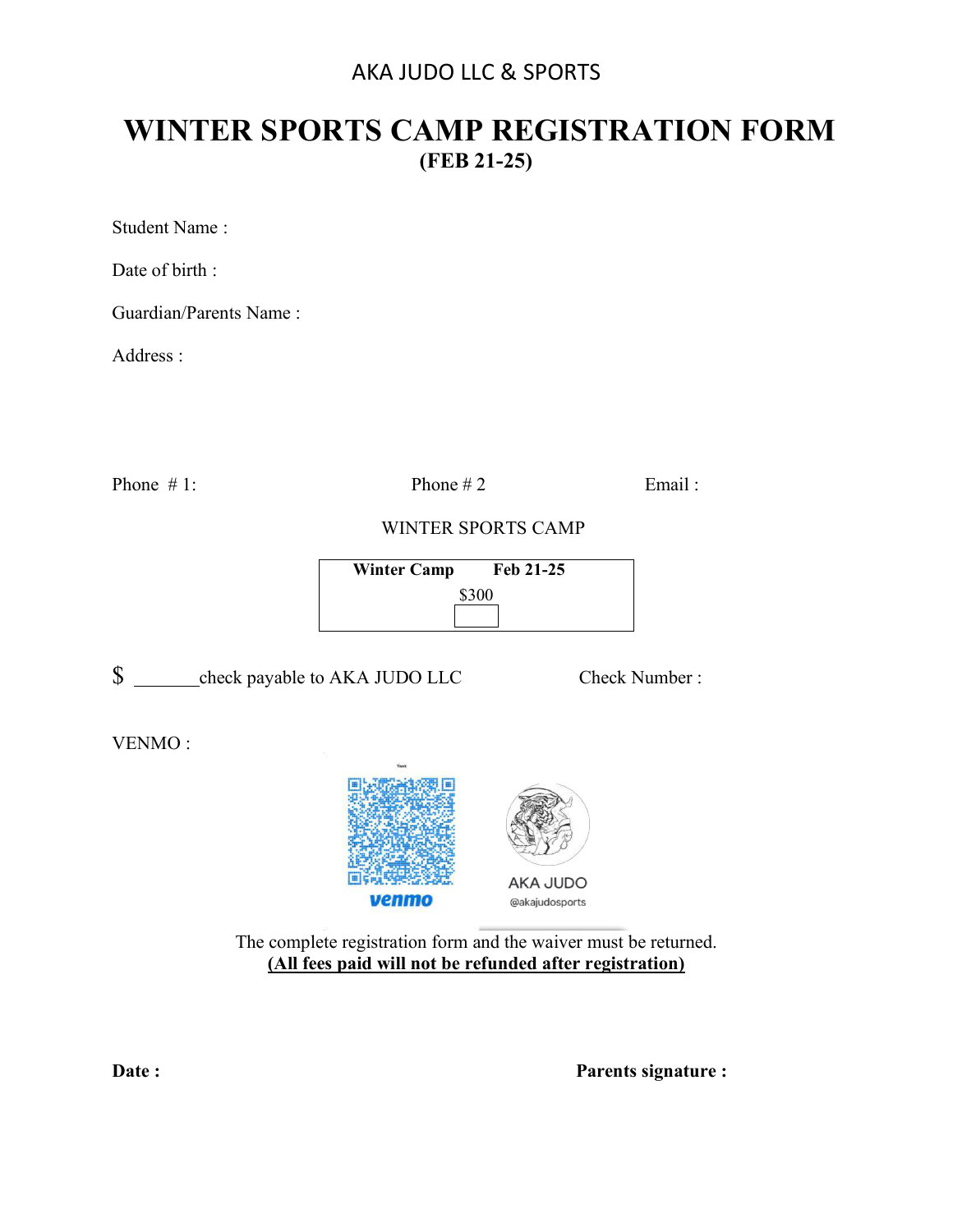AKA JUDO LLC & SPORTS

# WINTER SPORTS CAMP REGISTRATION FORM

**(FEB 21-25)**

Student Name :

Date of birth :

Guardian/Parents Name :

Address :

Phone # 1: Phone # 2 Email :

WINTER SPORTS CAMP

| **Winter Camp** | **Feb 21-25** |
|---|---|
| $300 | ☐ |

$ _______check payable to AKA JUDO LLC Check Number :

VENMO :

venmo

AKA JUDO
@akajudosports

The complete registration form and the waiver must be returned.
**(All fees paid will not be refunded after registration)**

**Date :** **Parents signature :**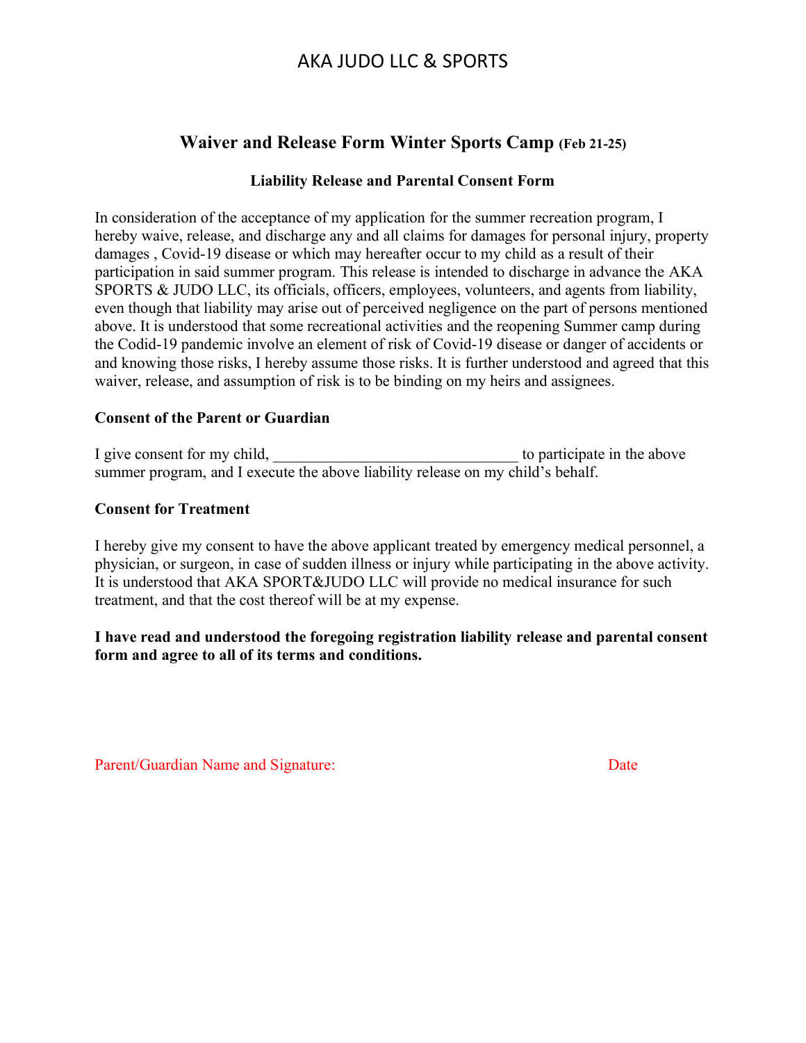# AKA JUDO LLC & SPORTS

## Waiver and Release Form Winter Sports Camp (Feb 21-25)

### Liability Release and Parental Consent Form

In consideration of the acceptance of my application for the summer recreation program, I hereby waive, release, and discharge any and all claims for damages for personal injury, property damages , Covid-19 disease or which may hereafter occur to my child as a result of their participation in said summer program. This release is intended to discharge in advance the AKA SPORTS & JUDO LLC, its officials, officers, employees, volunteers, and agents from liability, even though that liability may arise out of perceived negligence on the part of persons mentioned above. It is understood that some recreational activities and the reopening Summer camp during the Codid-19 pandemic involve an element of risk of Covid-19 disease or danger of accidents or and knowing those risks, I hereby assume those risks. It is further understood and agreed that this waiver, release, and assumption of risk is to be binding on my heirs and assignees.

**Consent of the Parent or Guardian**

I give consent for my child, _______________________________ to participate in the above summer program, and I execute the above liability release on my child's behalf.

**Consent for Treatment**

I hereby give my consent to have the above applicant treated by emergency medical personnel, a physician, or surgeon, in case of sudden illness or injury while participating in the above activity. It is understood that AKA SPORT&JUDO LLC will provide no medical insurance for such treatment, and that the cost thereof will be at my expense.

**I have read and understood the foregoing registration liability release and parental consent form and agree to all of its terms and conditions.**

Parent/Guardian Name and Signature: Date